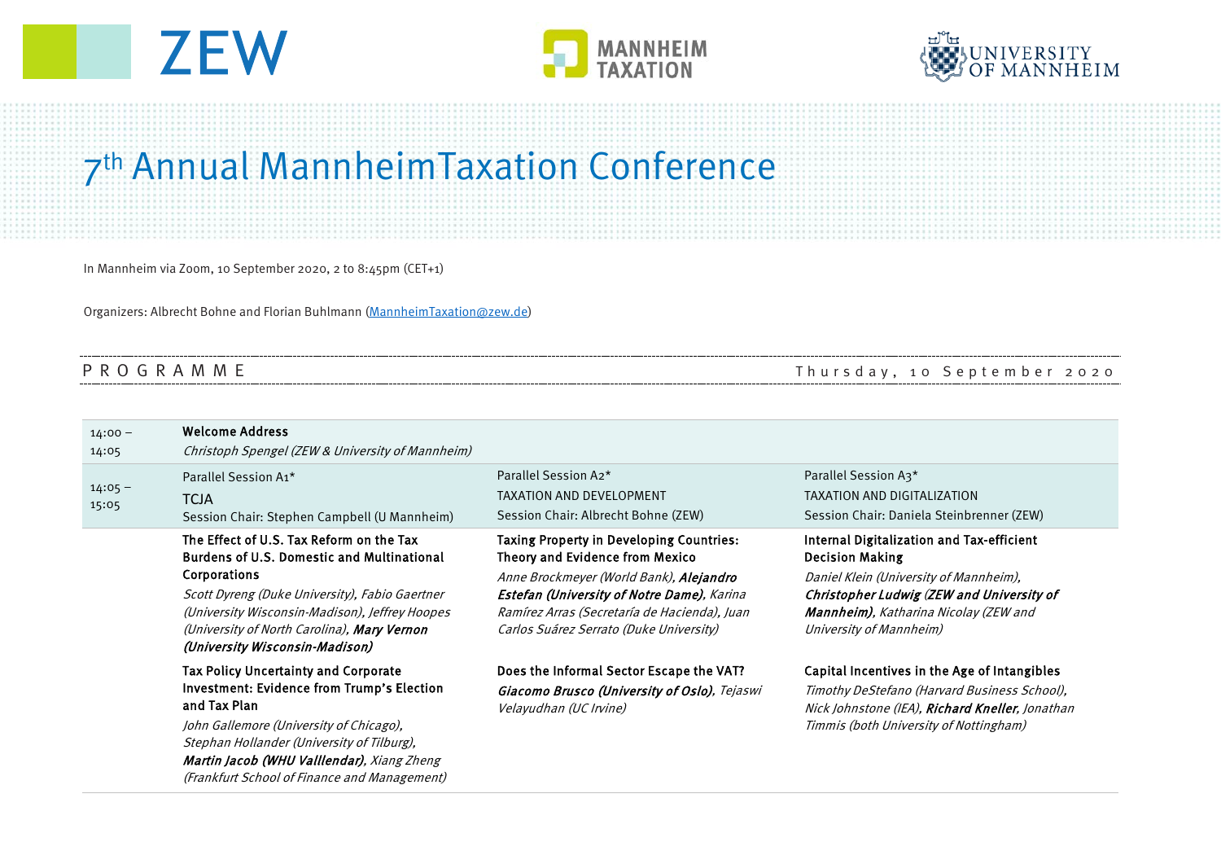# 7th Annual MannheimTaxation Conference

In Mannheim via Zoom, 10 September 2020, 2 to 8:45pm (CET+1)

Organizers: Albrecht Bohne and Florian Buhlmann (MannheimTaxation@zew.de)

## PROGRAMME — Thursday, 10 September 2020

| Time | | | |
|---|---|---|---|
| 14:00 – 14:05 | **Welcome Address**<br>*Christoph Spengel (ZEW & University of Mannheim)* | | |
| 14:05 – 15:05 | Parallel Session A1*<br>TCJA<br>Session Chair: Stephen Campbell (U Mannheim) | Parallel Session A2*<br>TAXATION AND DEVELOPMENT<br>Session Chair: Albrecht Bohne (ZEW) | Parallel Session A3*<br>TAXATION AND DIGITALIZATION<br>Session Chair: Daniela Steinbrenner (ZEW) |
| | **The Effect of U.S. Tax Reform on the Tax Burdens of U.S. Domestic and Multinational Corporations**<br>*Scott Dyreng (Duke University), Fabio Gaertner (University Wisconsin-Madison), Jeffrey Hoopes (University of North Carolina),* ***Mary Vernon (University Wisconsin-Madison)*** | **Taxing Property in Developing Countries: Theory and Evidence from Mexico**<br>*Anne Brockmeyer (World Bank),* ***Alejandro Estefan (University of Notre Dame)****, Karina Ramírez Arras (Secretaría de Hacienda), Juan Carlos Suárez Serrato (Duke University)* | **Internal Digitalization and Tax-efficient Decision Making**<br>*Daniel Klein (University of Mannheim),* ***Christopher Ludwig (ZEW and University of Mannheim)****, Katharina Nicolay (ZEW and University of Mannheim)* |
| | **Tax Policy Uncertainty and Corporate Investment: Evidence from Trump's Election and Tax Plan**<br>*John Gallemore (University of Chicago), Stephan Hollander (University of Tilburg),* ***Martin Jacob (WHU Valllendar)****, Xiang Zheng (Frankfurt School of Finance and Management)* | **Does the Informal Sector Escape the VAT?**<br>***Giacomo Brusco (University of Oslo)****, Tejaswi Velayudhan (UC Irvine)* | **Capital Incentives in the Age of Intangibles**<br>*Timothy DeStefano (Harvard Business School), Nick Johnstone (IEA),* ***Richard Kneller****, Jonathan Timmis (both University of Nottingham)* |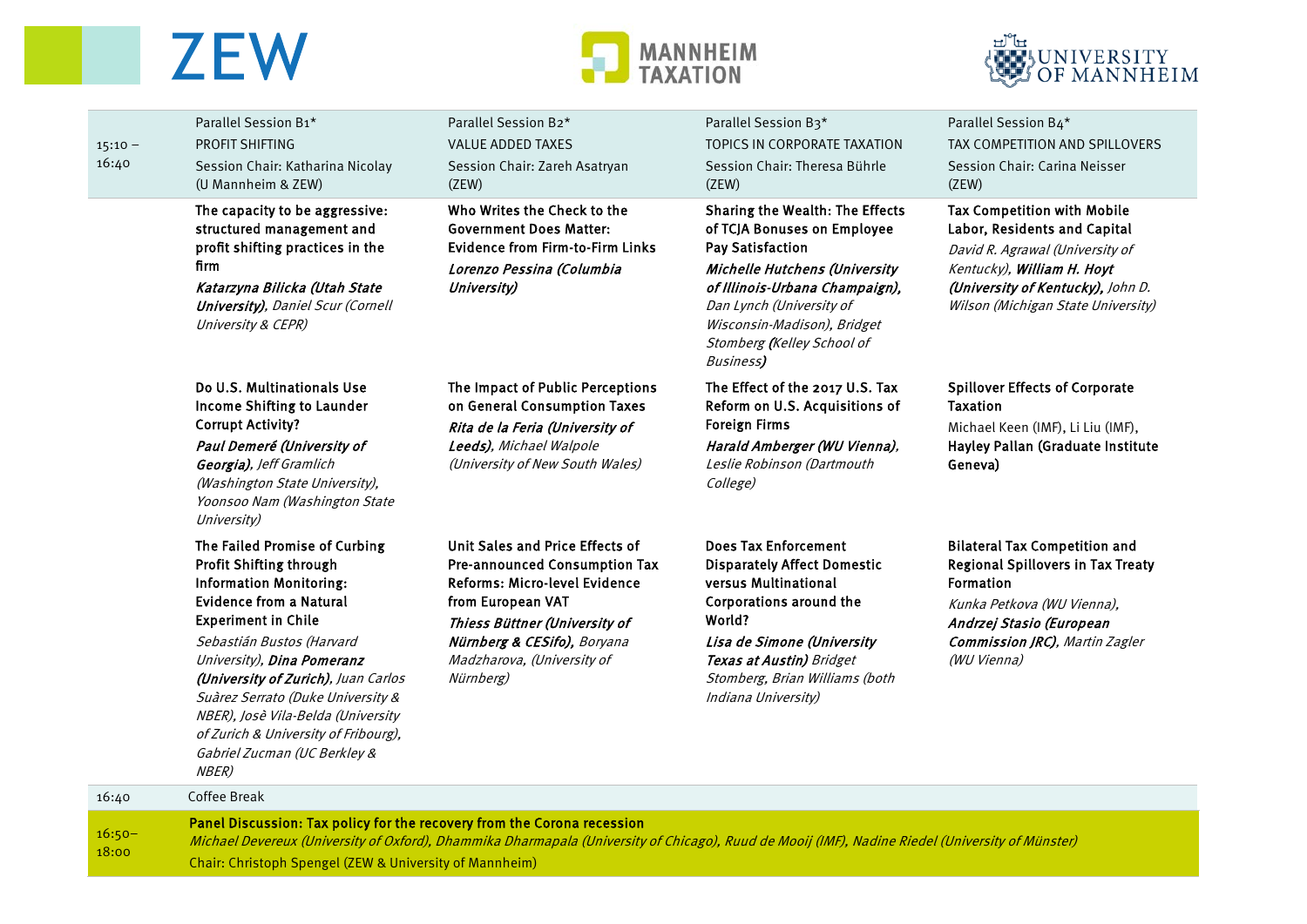| | Parallel Session B1* PROFIT SHIFTING Session Chair: Katharina Nicolay (U Mannheim & ZEW) | Parallel Session B2* VALUE ADDED TAXES Session Chair: Zareh Asatryan (ZEW) | Parallel Session B3* TOPICS IN CORPORATE TAXATION Session Chair: Theresa Bührle (ZEW) | Parallel Session B4* TAX COMPETITION AND SPILLOVERS Session Chair: Carina Neisser (ZEW) |
|---|---|---|---|---|
| 15:10 – 16:40 | The capacity to be aggressive: structured management and profit shifting practices in the firm *Katarzyna Bilicka (Utah State University), Daniel Scur (Cornell University & CEPR)* | Who Writes the Check to the Government Does Matter: Evidence from Firm-to-Firm Links *Lorenzo Pessina (Columbia University)* | Sharing the Wealth: The Effects of TCJA Bonuses on Employee Pay Satisfaction *Michelle Hutchens (University of Illinois-Urbana Champaign), Dan Lynch (University of Wisconsin-Madison), Bridget Stomberg (Kelley School of Business)* | Tax Competition with Mobile Labor, Residents and Capital *David R. Agrawal (University of Kentucky), William H. Hoyt (University of Kentucky), John D. Wilson (Michigan State University)* |
| | Do U.S. Multinationals Use Income Shifting to Launder Corrupt Activity? *Paul Demeré (University of Georgia), Jeff Gramlich (Washington State University), Yoonsoo Nam (Washington State University)* | The Impact of Public Perceptions on General Consumption Taxes *Rita de la Feria (University of Leeds), Michael Walpole (University of New South Wales)* | The Effect of the 2017 U.S. Tax Reform on U.S. Acquisitions of Foreign Firms *Harald Amberger (WU Vienna), Leslie Robinson (Dartmouth College)* | Spillover Effects of Corporate Taxation Michael Keen (IMF), Li Liu (IMF), **Hayley Pallan (Graduate Institute Geneva)** |
| | The Failed Promise of Curbing Profit Shifting through Information Monitoring: Evidence from a Natural Experiment in Chile *Sebastián Bustos (Harvard University), Dina Pomeranz (University of Zurich), Juan Carlos Suàrez Serrato (Duke University & NBER), Josè Vila-Belda (University of Zurich & University of Fribourg), Gabriel Zucman (UC Berkley & NBER)* | Unit Sales and Price Effects of Pre-announced Consumption Tax Reforms: Micro-level Evidence from European VAT *Thiess Büttner (University of Nürnberg & CESifo), Boryana Madzharova, (University of Nürnberg)* | Does Tax Enforcement Disparately Affect Domestic versus Multinational Corporations around the World? *Lisa de Simone (University Texas at Austin) Bridget Stomberg, Brian Williams (both Indiana University)* | Bilateral Tax Competition and Regional Spillovers in Tax Treaty Formation *Kunka Petkova (WU Vienna), Andrzej Stasio (European Commission JRC), Martin Zagler (WU Vienna)* |
| 16:40 | Coffee Break | | | |
| 16:50–18:00 | **Panel Discussion: Tax policy for the recovery from the Corona recession** *Michael Devereux (University of Oxford), Dhammika Dharmapala (University of Chicago), Ruud de Mooij (IMF), Nadine Riedel (University of Münster)* Chair: Christoph Spengel (ZEW & University of Mannheim) | | | |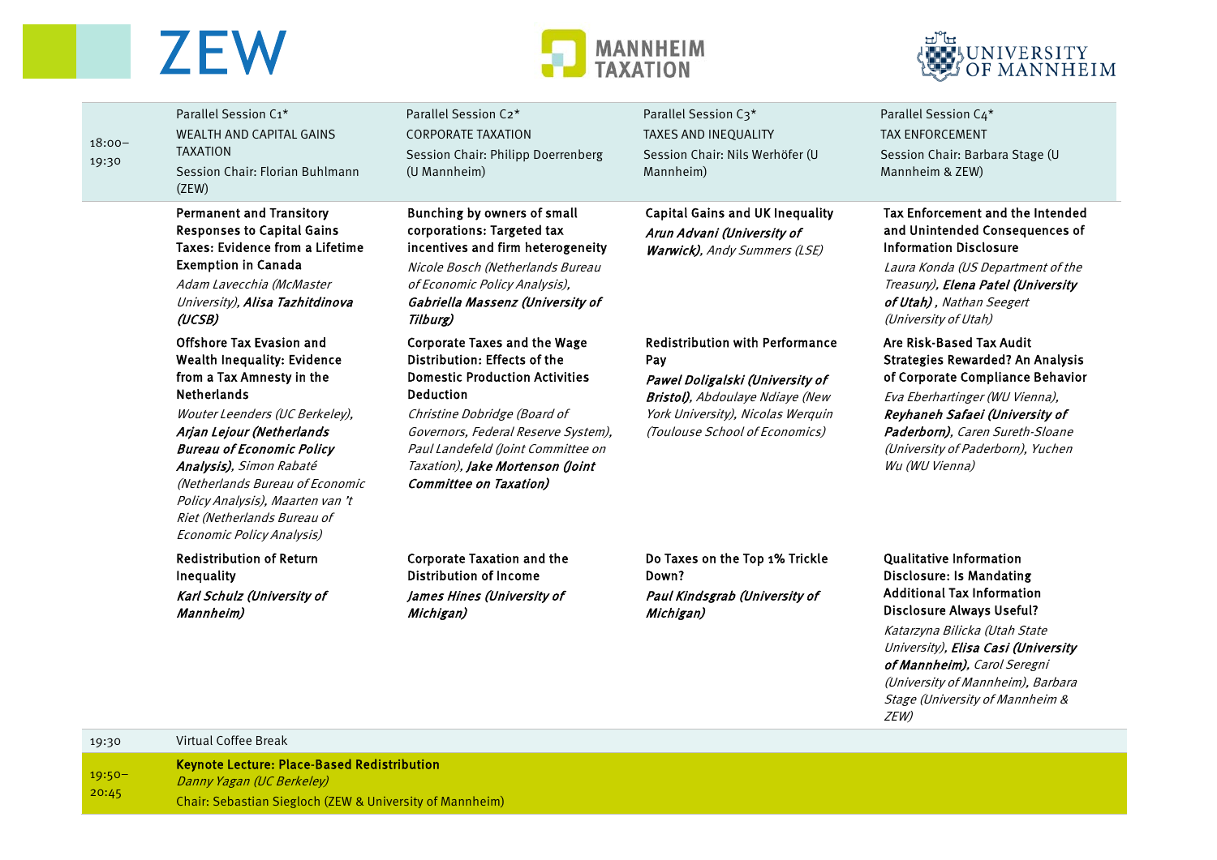| | | | | |
|---|---|---|---|---|
| 18:00–19:30 | Parallel Session C1* WEALTH AND CAPITAL GAINS TAXATION Session Chair: Florian Buhlmann (ZEW) | Parallel Session C2* CORPORATE TAXATION Session Chair: Philipp Doerrenberg (U Mannheim) | Parallel Session C3* TAXES AND INEQUALITY Session Chair: Nils Werhöfer (U Mannheim) | Parallel Session C4* TAX ENFORCEMENT Session Chair: Barbara Stage (U Mannheim & ZEW) |
| | **Permanent and Transitory Responses to Capital Gains Taxes: Evidence from a Lifetime Exemption in Canada** *Adam Lavecchia (McMaster University),* ***Alisa Tazhitdinova (UCSB)*** | **Bunching by owners of small corporations: Targeted tax incentives and firm heterogeneity** *Nicole Bosch (Netherlands Bureau of Economic Policy Analysis),* ***Gabriella Massenz (University of Tilburg)*** | **Capital Gains and UK Inequality** ***Arun Advani (University of Warwick)****, Andy Summers (LSE)* | **Tax Enforcement and the Intended and Unintended Consequences of Information Disclosure** *Laura Konda (US Department of the Treasury),* ***Elena Patel (University of Utah)****, Nathan Seegert (University of Utah)* |
| | **Offshore Tax Evasion and Wealth Inequality: Evidence from a Tax Amnesty in the Netherlands** *Wouter Leenders (UC Berkeley),* ***Arjan Lejour (Netherlands Bureau of Economic Policy Analysis)****, Simon Rabaté (Netherlands Bureau of Economic Policy Analysis), Maarten van 't Riet (Netherlands Bureau of Economic Policy Analysis)* | **Corporate Taxes and the Wage Distribution: Effects of the Domestic Production Activities Deduction** *Christine Dobridge (Board of Governors, Federal Reserve System), Paul Landefeld (Joint Committee on Taxation),* ***Jake Mortenson (Joint Committee on Taxation)*** | **Redistribution with Performance Pay** ***Pawel Doligalski (University of Bristol)****, Abdoulaye Ndiaye (New York University), Nicolas Werquin (Toulouse School of Economics)* | **Are Risk-Based Tax Audit Strategies Rewarded? An Analysis of Corporate Compliance Behavior** *Eva Eberhartinger (WU Vienna),* ***Reyhaneh Safaei (University of Paderborn)****, Caren Sureth-Sloane (University of Paderborn), Yuchen Wu (WU Vienna)* |
| | **Redistribution of Return Inequality** ***Karl Schulz (University of Mannheim)*** | **Corporate Taxation and the Distribution of Income** ***James Hines (University of Michigan)*** | **Do Taxes on the Top 1% Trickle Down?** ***Paul Kindsgrab (University of Michigan)*** | **Qualitative Information Disclosure: Is Mandating Additional Tax Information Disclosure Always Useful?** *Katarzyna Bilicka (Utah State University),* ***Elisa Casi (University of Mannheim)****, Carol Seregni (University of Mannheim), Barbara Stage (University of Mannheim & ZEW)* |
| 19:30 | Virtual Coffee Break | | | |
| 19:50–20:45 | **Keynote Lecture: Place-Based Redistribution** *Danny Yagan (UC Berkeley)* Chair: Sebastian Siegloch (ZEW & University of Mannheim) | | | |